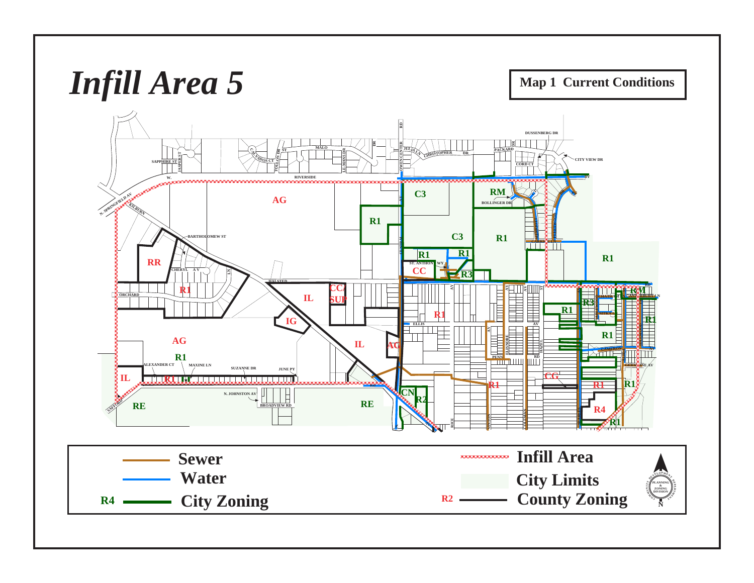# *Infill Area 5*

**Map 1 Current Conditions**

**Legend**

- Sewer
- Water
- R4 — City Zoning
- Infill Area
- City Limits
- R2 — County Zoning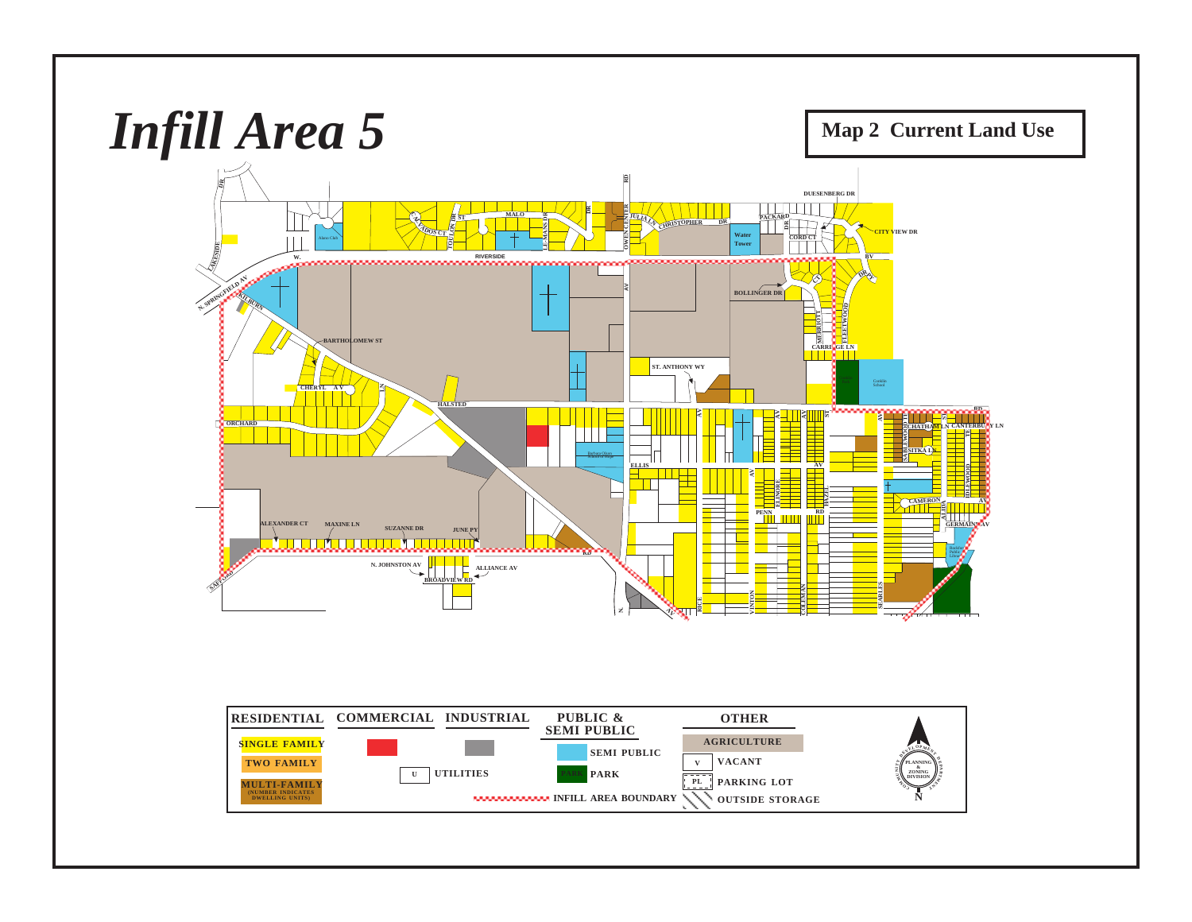# *Infill Area 5*

**Map 2 Current Land Use**

| RESIDENTIAL | COMMERCIAL | INDUSTRIAL | PUBLIC & SEMI PUBLIC | OTHER |
|---|---|---|---|---|
| SINGLE FAMILY | | | SEMI PUBLIC | AGRICULTURE |
| TWO FAMILY | | U UTILITIES | PARK | V VACANT |
| MULTI-FAMILY (NUMBER INDICATES DWELLING UNITS) | | | INFILL AREA BOUNDARY | PL PARKING LOT |
| | | | | OUTSIDE STORAGE |

COMMUNITY DEVELOPMENT DEPARTMENT — PLANNING & ZONING DIVISION

N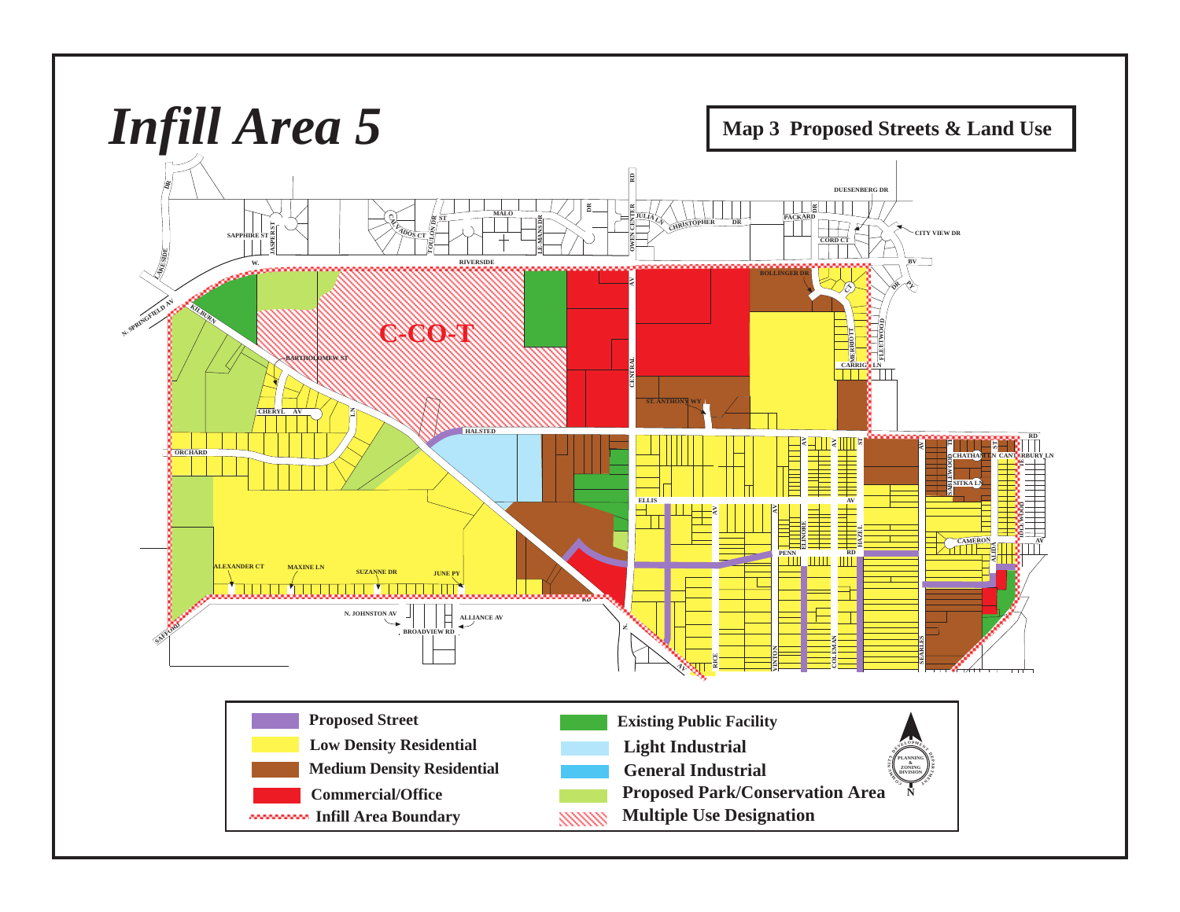# Infill Area 5

**Map 3 Proposed Streets & Land Use**

C-CO-T

DUESENBERG DR
CITY VIEW DR
PACKARD
CORD CT
CHRISTOPHER DR
JULIA LN
OWEN CENTER RD
MALO DR
LE MANS DR
TOULON DR
CALVADOS CT
JASPER ST
SAPPHIRE ST
LAKESIDE DR
W. RIVERSIDE BV
N. SPRINGFIELD AV
KILBURN
BARTHOLOMEW ST
CHERYL AV
ORCHARD
HALSTED RD
CENTRAL AV
BOLLINGER DR
MERRIOTT CT
FLEETWOOD DR
CARRIG LN
ST. ANTHONY WY
ELLIS AV
PENN RD
ELINORE AV
HAZEL AV
COLEMAN AV
VINTON AV
RICE AV
SEARLES ST
SABLEWOOD TE
CHATHAM LN
CANTERBURY LN
SITKA LN
CAMERON AV
ALIDA
HOLLYWOOD TE
ALEXANDER CT
MAXINE LN
SUZANNE DR
JUNE PY
N. JOHNSTON AV
ALLIANCE AV
BROADVIEW RD
SAFFORD
N. AV

- Proposed Street
- Low Density Residential
- Medium Density Residential
- Commercial/Office
- Infill Area Boundary
- Existing Public Facility
- Light Industrial
- General Industrial
- Proposed Park/Conservation Area
- Multiple Use Designation

COMMUNITY DEVELOPMENT DEPARTMENT — PLANNING & ZONING DIVISION

N